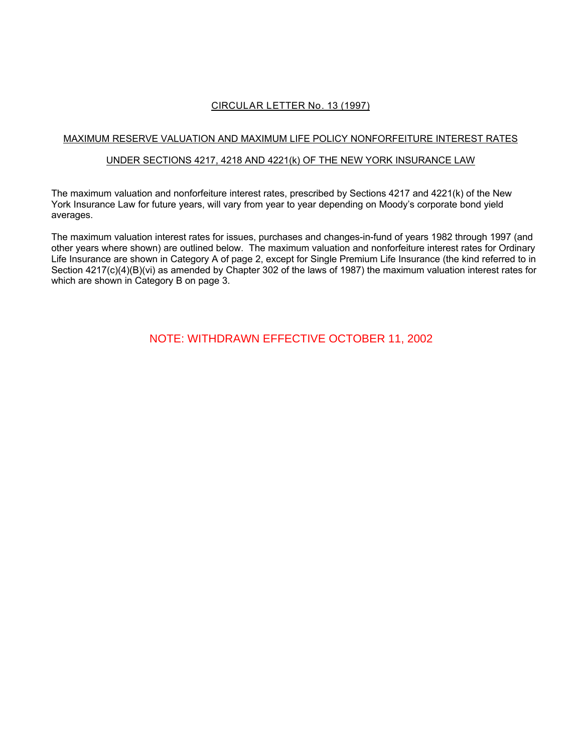# CIRCULAR LETTER No. 13 (1997)

## MAXIMUM RESERVE VALUATION AND MAXIMUM LIFE POLICY NONFORFEITURE INTEREST RATES

## UNDER SECTIONS 4217, 4218 AND 4221(k) OF THE NEW YORK INSURANCE LAW

The maximum valuation and nonforfeiture interest rates, prescribed by Sections 4217 and 4221(k) of the New York Insurance Law for future years, will vary from year to year depending on Moody's corporate bond yield averages.

The maximum valuation interest rates for issues, purchases and changes-in-fund of years 1982 through 1997 (and other years where shown) are outlined below. The maximum valuation and nonforfeiture interest rates for Ordinary Life Insurance are shown in Category A of page 2, except for Single Premium Life Insurance (the kind referred to in Section 4217(c)(4)(B)(vi) as amended by Chapter 302 of the laws of 1987) the maximum valuation interest rates for which are shown in Category B on page 3.

NOTE: WITHDRAWN EFFECTIVE OCTOBER 11, 2002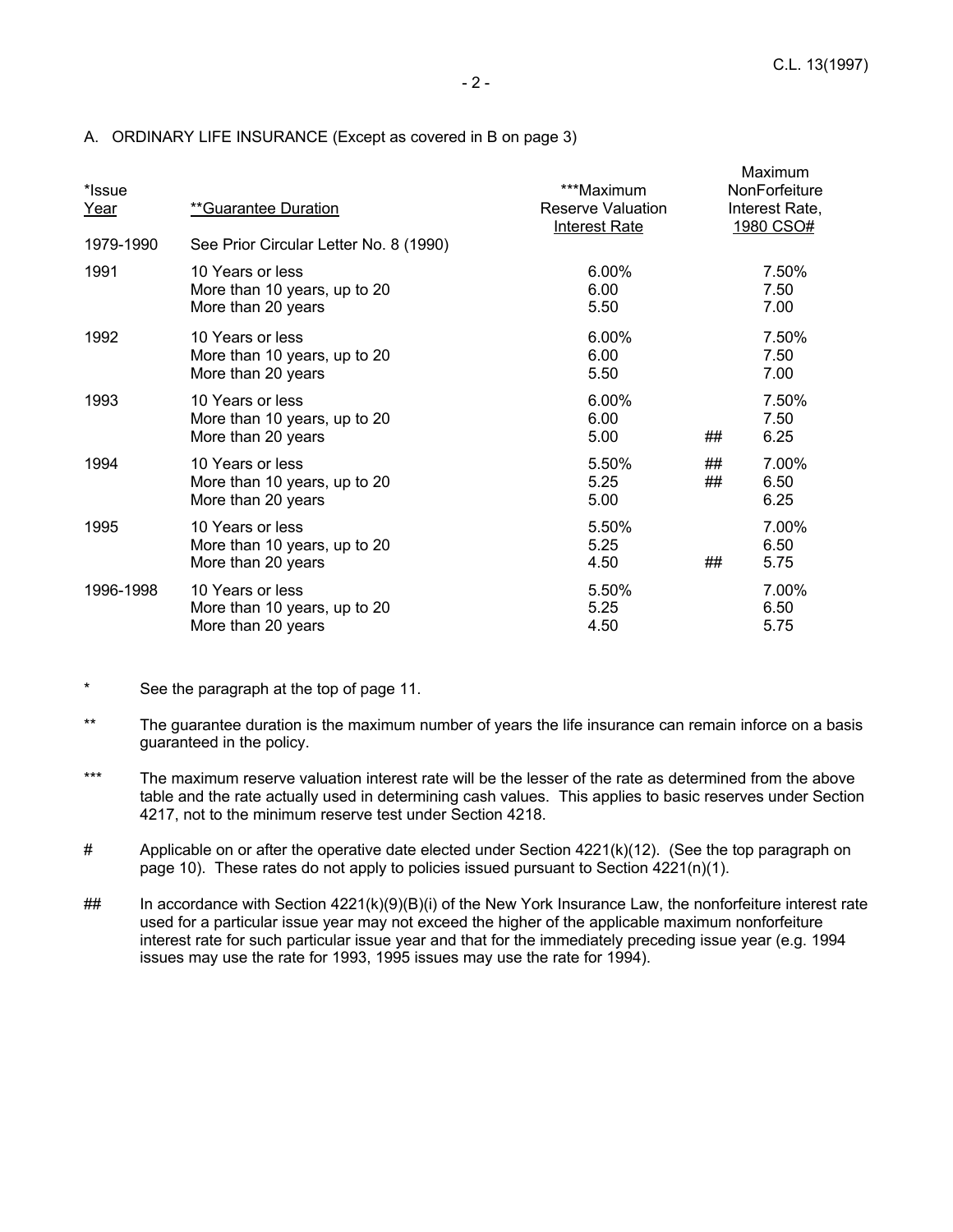A. ORDINARY LIFE INSURANCE (Except as covered in B on page 3)

| *Issue Year | **Guarantee Duration | ***Maximum Reserve Valuation Interest Rate | | Maximum NonForfeiture Interest Rate, 1980 CSO# |
|---|---|---|---|---|
| 1979-1990 | See Prior Circular Letter No. 8 (1990) | | | |
| 1991 | 10 Years or less | 6.00% | | 7.50% |
| | More than 10 years, up to 20 | 6.00 | | 7.50 |
| | More than 20 years | 5.50 | | 7.00 |
| 1992 | 10 Years or less | 6.00% | | 7.50% |
| | More than 10 years, up to 20 | 6.00 | | 7.50 |
| | More than 20 years | 5.50 | | 7.00 |
| 1993 | 10 Years or less | 6.00% | | 7.50% |
| | More than 10 years, up to 20 | 6.00 | | 7.50 |
| | More than 20 years | 5.00 | ## | 6.25 |
| 1994 | 10 Years or less | 5.50% | ## | 7.00% |
| | More than 10 years, up to 20 | 5.25 | ## | 6.50 |
| | More than 20 years | 5.00 | | 6.25 |
| 1995 | 10 Years or less | 5.50% | | 7.00% |
| | More than 10 years, up to 20 | 5.25 | | 6.50 |
| | More than 20 years | 4.50 | ## | 5.75 |
| 1996-1998 | 10 Years or less | 5.50% | | 7.00% |
| | More than 10 years, up to 20 | 5.25 | | 6.50 |
| | More than 20 years | 4.50 | | 5.75 |

\* See the paragraph at the top of page 11.

\** The guarantee duration is the maximum number of years the life insurance can remain inforce on a basis guaranteed in the policy.

\*** The maximum reserve valuation interest rate will be the lesser of the rate as determined from the above table and the rate actually used in determining cash values. This applies to basic reserves under Section 4217, not to the minimum reserve test under Section 4218.

\# Applicable on or after the operative date elected under Section 4221(k)(12). (See the top paragraph on page 10). These rates do not apply to policies issued pursuant to Section 4221(n)(1).

\## In accordance with Section 4221(k)(9)(B)(i) of the New York Insurance Law, the nonforfeiture interest rate used for a particular issue year may not exceed the higher of the applicable maximum nonforfeiture interest rate for such particular issue year and that for the immediately preceding issue year (e.g. 1994 issues may use the rate for 1993, 1995 issues may use the rate for 1994).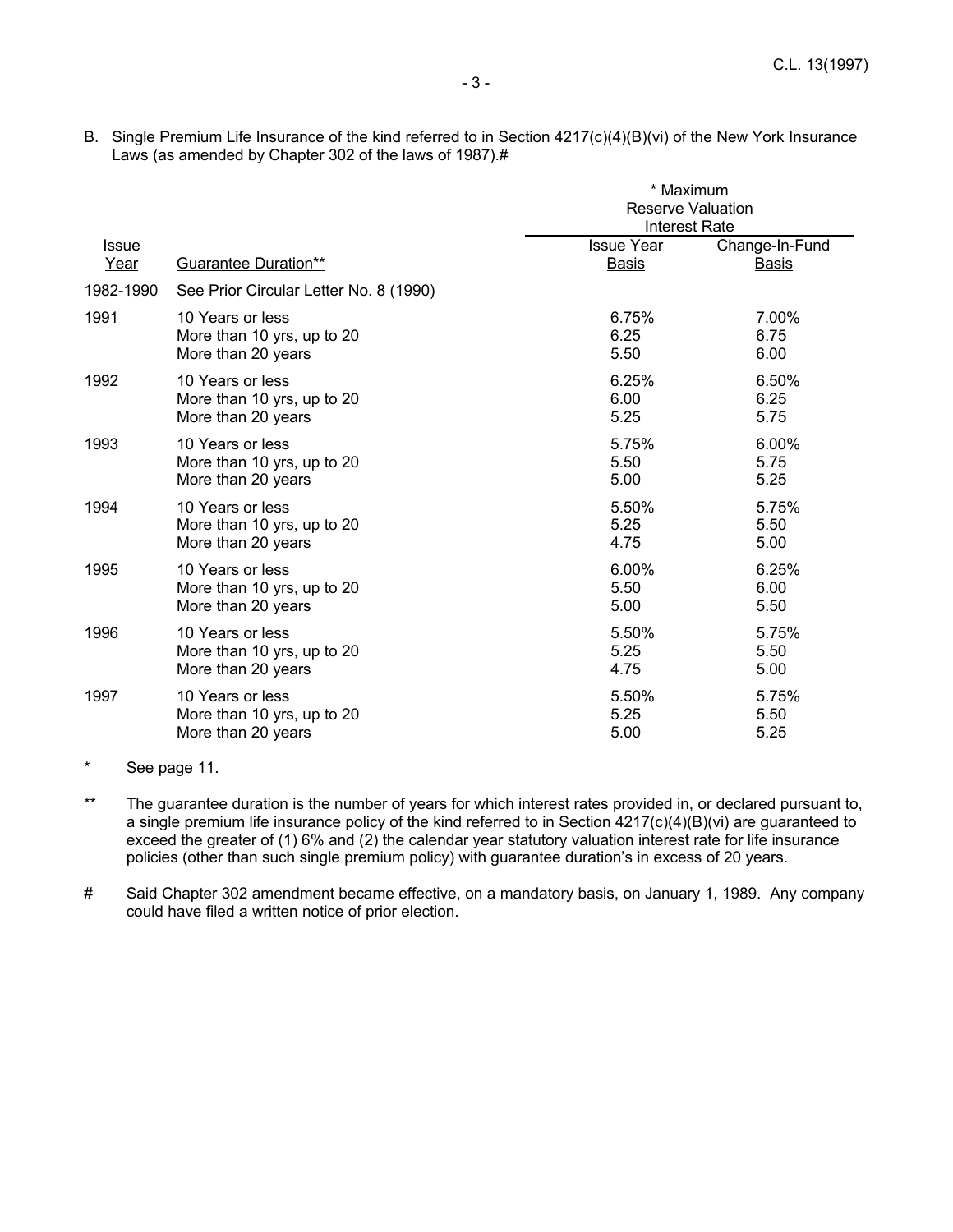B. Single Premium Life Insurance of the kind referred to in Section 4217(c)(4)(B)(vi) of the New York Insurance Laws (as amended by Chapter 302 of the laws of 1987).#

| | | * Maximum Reserve Valuation Interest Rate | |
|---|---|---|---|
| Issue Year | Guarantee Duration** | Issue Year Basis | Change-In-Fund Basis |
| 1982-1990 | See Prior Circular Letter No. 8 (1990) | | |
| 1991 | 10 Years or less | 6.75% | 7.00% |
| | More than 10 yrs, up to 20 | 6.25 | 6.75 |
| | More than 20 years | 5.50 | 6.00 |
| 1992 | 10 Years or less | 6.25% | 6.50% |
| | More than 10 yrs, up to 20 | 6.00 | 6.25 |
| | More than 20 years | 5.25 | 5.75 |
| 1993 | 10 Years or less | 5.75% | 6.00% |
| | More than 10 yrs, up to 20 | 5.50 | 5.75 |
| | More than 20 years | 5.00 | 5.25 |
| 1994 | 10 Years or less | 5.50% | 5.75% |
| | More than 10 yrs, up to 20 | 5.25 | 5.50 |
| | More than 20 years | 4.75 | 5.00 |
| 1995 | 10 Years or less | 6.00% | 6.25% |
| | More than 10 yrs, up to 20 | 5.50 | 6.00 |
| | More than 20 years | 5.00 | 5.50 |
| 1996 | 10 Years or less | 5.50% | 5.75% |
| | More than 10 yrs, up to 20 | 5.25 | 5.50 |
| | More than 20 years | 4.75 | 5.00 |
| 1997 | 10 Years or less | 5.50% | 5.75% |
| | More than 10 yrs, up to 20 | 5.25 | 5.50 |
| | More than 20 years | 5.00 | 5.25 |

\* See page 11.

** The guarantee duration is the number of years for which interest rates provided in, or declared pursuant to, a single premium life insurance policy of the kind referred to in Section 4217(c)(4)(B)(vi) are guaranteed to exceed the greater of (1) 6% and (2) the calendar year statutory valuation interest rate for life insurance policies (other than such single premium policy) with guarantee duration's in excess of 20 years.

# Said Chapter 302 amendment became effective, on a mandatory basis, on January 1, 1989. Any company could have filed a written notice of prior election.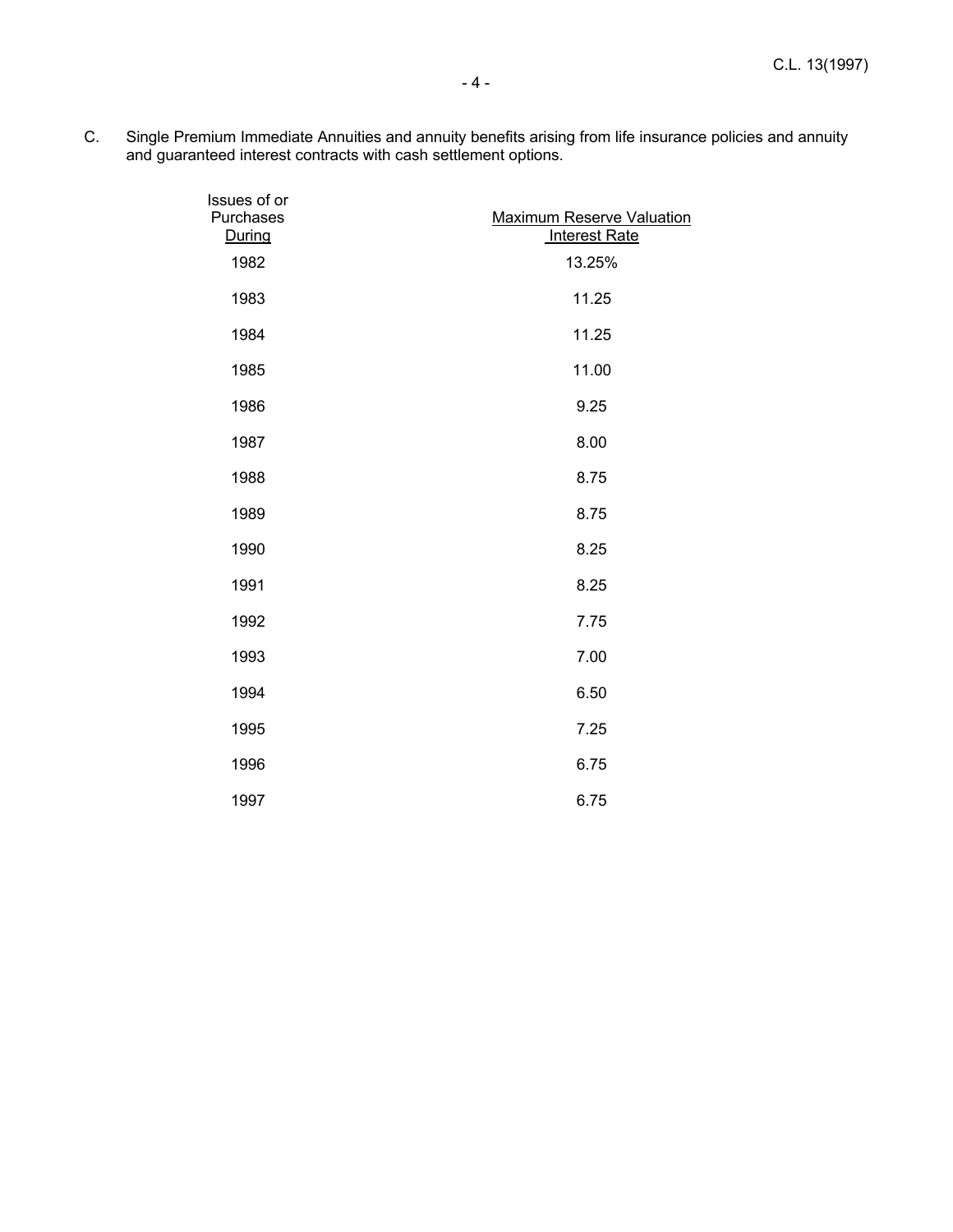C. Single Premium Immediate Annuities and annuity benefits arising from life insurance policies and annuity and guaranteed interest contracts with cash settlement options.

| Issues of or Purchases During | Maximum Reserve Valuation Interest Rate |
|---|---|
| 1982 | 13.25% |
| 1983 | 11.25 |
| 1984 | 11.25 |
| 1985 | 11.00 |
| 1986 | 9.25 |
| 1987 | 8.00 |
| 1988 | 8.75 |
| 1989 | 8.75 |
| 1990 | 8.25 |
| 1991 | 8.25 |
| 1992 | 7.75 |
| 1993 | 7.00 |
| 1994 | 6.50 |
| 1995 | 7.25 |
| 1996 | 6.75 |
| 1997 | 6.75 |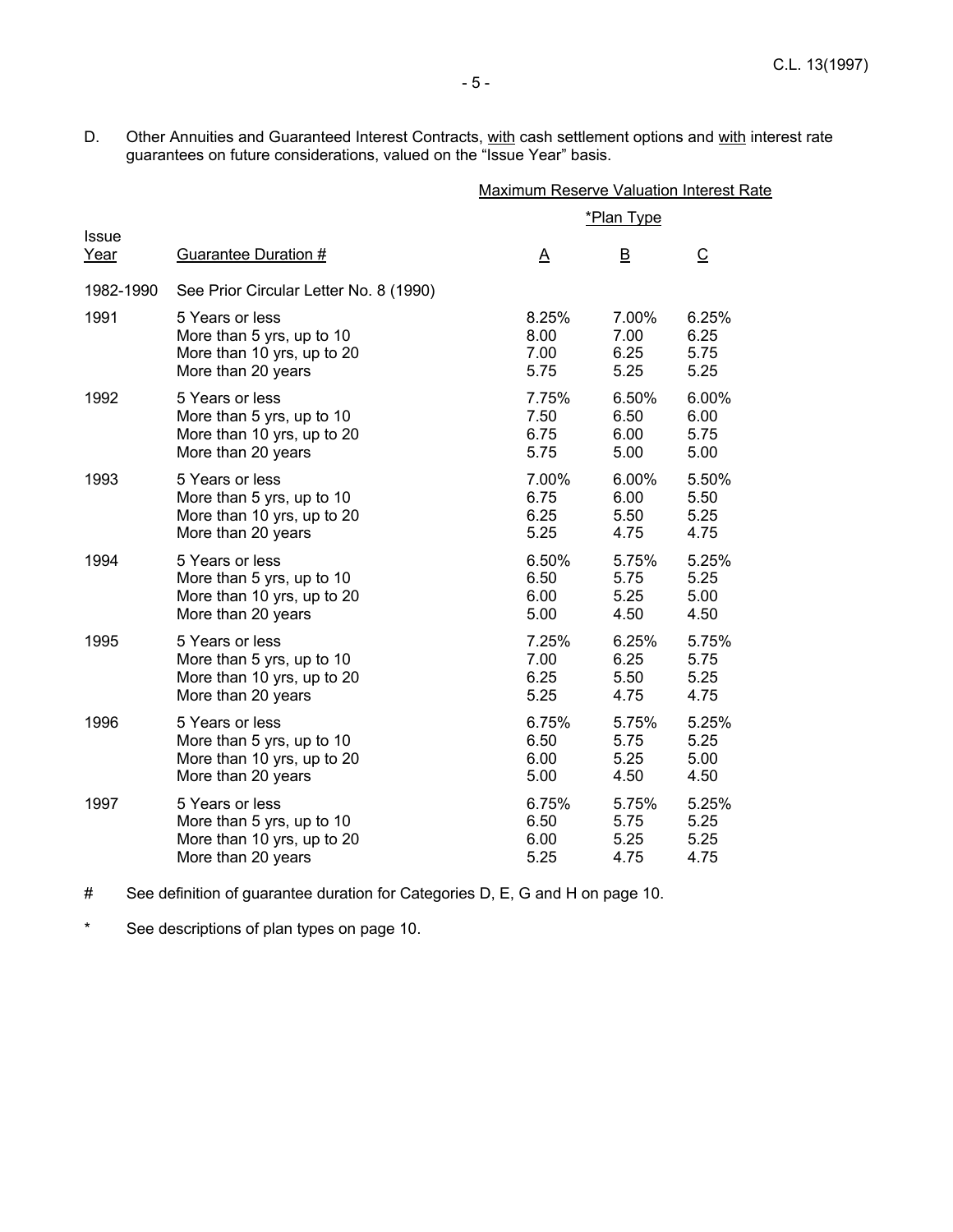D. Other Annuities and Guaranteed Interest Contracts, <u>with</u> cash settlement options and <u>with</u> interest rate guarantees on future considerations, valued on the "Issue Year" basis.

| | | Maximum Reserve Valuation Interest Rate | | |
|---|---|---|---|---|
| | | *Plan Type | | |
| Issue Year | Guarantee Duration # | A | B | C |
| 1982-1990 | See Prior Circular Letter No. 8 (1990) | | | |
| 1991 | 5 Years or less | 8.25% | 7.00% | 6.25% |
| | More than 5 yrs, up to 10 | 8.00 | 7.00 | 6.25 |
| | More than 10 yrs, up to 20 | 7.00 | 6.25 | 5.75 |
| | More than 20 years | 5.75 | 5.25 | 5.25 |
| 1992 | 5 Years or less | 7.75% | 6.50% | 6.00% |
| | More than 5 yrs, up to 10 | 7.50 | 6.50 | 6.00 |
| | More than 10 yrs, up to 20 | 6.75 | 6.00 | 5.75 |
| | More than 20 years | 5.75 | 5.00 | 5.00 |
| 1993 | 5 Years or less | 7.00% | 6.00% | 5.50% |
| | More than 5 yrs, up to 10 | 6.75 | 6.00 | 5.50 |
| | More than 10 yrs, up to 20 | 6.25 | 5.50 | 5.25 |
| | More than 20 years | 5.25 | 4.75 | 4.75 |
| 1994 | 5 Years or less | 6.50% | 5.75% | 5.25% |
| | More than 5 yrs, up to 10 | 6.50 | 5.75 | 5.25 |
| | More than 10 yrs, up to 20 | 6.00 | 5.25 | 5.00 |
| | More than 20 years | 5.00 | 4.50 | 4.50 |
| 1995 | 5 Years or less | 7.25% | 6.25% | 5.75% |
| | More than 5 yrs, up to 10 | 7.00 | 6.25 | 5.75 |
| | More than 10 yrs, up to 20 | 6.25 | 5.50 | 5.25 |
| | More than 20 years | 5.25 | 4.75 | 4.75 |
| 1996 | 5 Years or less | 6.75% | 5.75% | 5.25% |
| | More than 5 yrs, up to 10 | 6.50 | 5.75 | 5.25 |
| | More than 10 yrs, up to 20 | 6.00 | 5.25 | 5.00 |
| | More than 20 years | 5.00 | 4.50 | 4.50 |
| 1997 | 5 Years or less | 6.75% | 5.75% | 5.25% |
| | More than 5 yrs, up to 10 | 6.50 | 5.75 | 5.25 |
| | More than 10 yrs, up to 20 | 6.00 | 5.25 | 5.25 |
| | More than 20 years | 5.25 | 4.75 | 4.75 |

\# See definition of guarantee duration for Categories D, E, G and H on page 10.

\* See descriptions of plan types on page 10.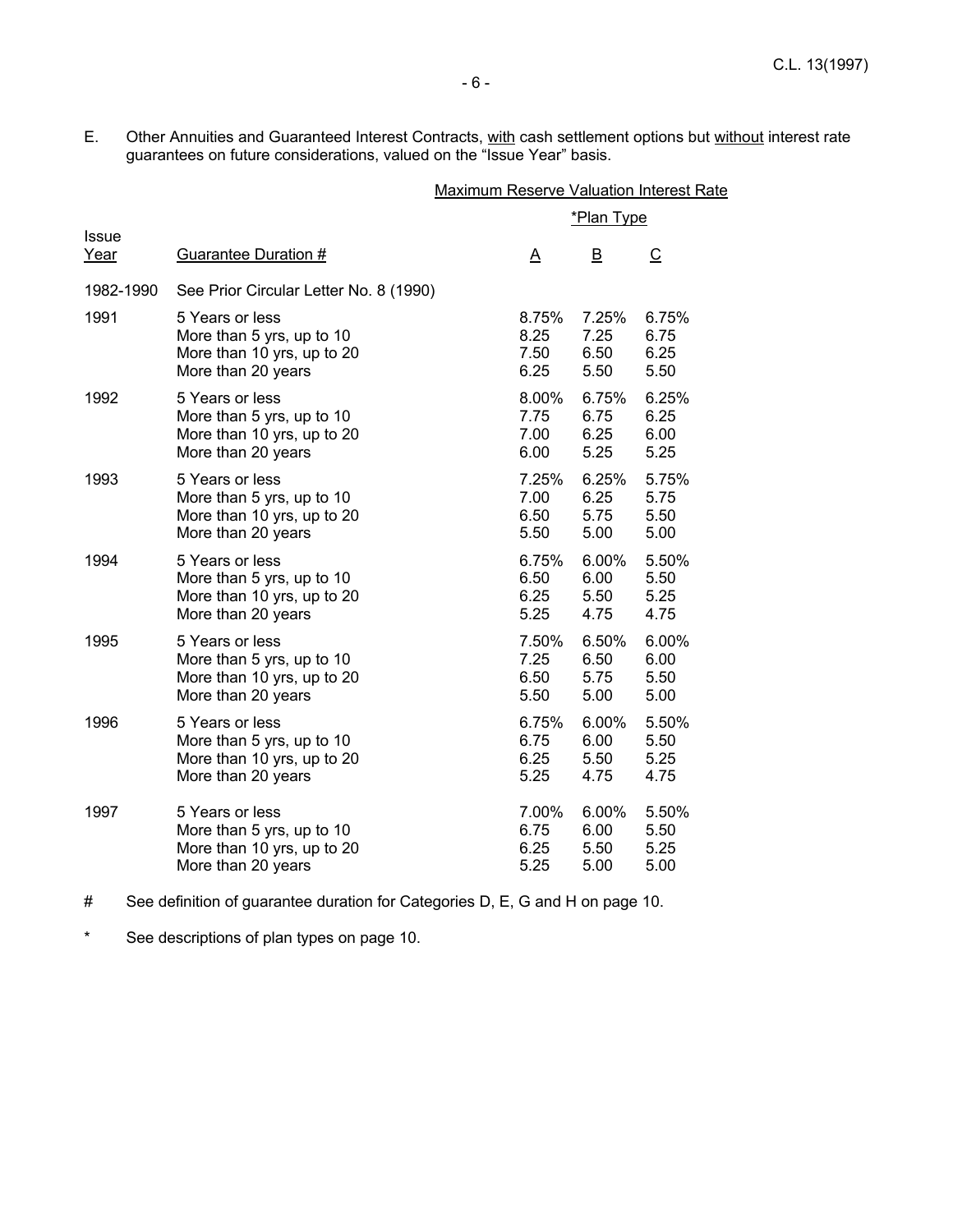E. Other Annuities and Guaranteed Interest Contracts, with cash settlement options but without interest rate guarantees on future considerations, valued on the "Issue Year" basis.

| | | Maximum Reserve Valuation Interest Rate | | |
|---|---|---|---|---|
| | | *Plan Type | | |
| Issue Year | Guarantee Duration # | A | B | C |
| 1982-1990 | See Prior Circular Letter No. 8 (1990) | | | |
| 1991 | 5 Years or less | 8.75% | 7.25% | 6.75% |
| | More than 5 yrs, up to 10 | 8.25 | 7.25 | 6.75 |
| | More than 10 yrs, up to 20 | 7.50 | 6.50 | 6.25 |
| | More than 20 years | 6.25 | 5.50 | 5.50 |
| 1992 | 5 Years or less | 8.00% | 6.75% | 6.25% |
| | More than 5 yrs, up to 10 | 7.75 | 6.75 | 6.25 |
| | More than 10 yrs, up to 20 | 7.00 | 6.25 | 6.00 |
| | More than 20 years | 6.00 | 5.25 | 5.25 |
| 1993 | 5 Years or less | 7.25% | 6.25% | 5.75% |
| | More than 5 yrs, up to 10 | 7.00 | 6.25 | 5.75 |
| | More than 10 yrs, up to 20 | 6.50 | 5.75 | 5.50 |
| | More than 20 years | 5.50 | 5.00 | 5.00 |
| 1994 | 5 Years or less | 6.75% | 6.00% | 5.50% |
| | More than 5 yrs, up to 10 | 6.50 | 6.00 | 5.50 |
| | More than 10 yrs, up to 20 | 6.25 | 5.50 | 5.25 |
| | More than 20 years | 5.25 | 4.75 | 4.75 |
| 1995 | 5 Years or less | 7.50% | 6.50% | 6.00% |
| | More than 5 yrs, up to 10 | 7.25 | 6.50 | 6.00 |
| | More than 10 yrs, up to 20 | 6.50 | 5.75 | 5.50 |
| | More than 20 years | 5.50 | 5.00 | 5.00 |
| 1996 | 5 Years or less | 6.75% | 6.00% | 5.50% |
| | More than 5 yrs, up to 10 | 6.75 | 6.00 | 5.50 |
| | More than 10 yrs, up to 20 | 6.25 | 5.50 | 5.25 |
| | More than 20 years | 5.25 | 4.75 | 4.75 |
| 1997 | 5 Years or less | 7.00% | 6.00% | 5.50% |
| | More than 5 yrs, up to 10 | 6.75 | 6.00 | 5.50 |
| | More than 10 yrs, up to 20 | 6.25 | 5.50 | 5.25 |
| | More than 20 years | 5.25 | 5.00 | 5.00 |

# See definition of guarantee duration for Categories D, E, G and H on page 10.

\* See descriptions of plan types on page 10.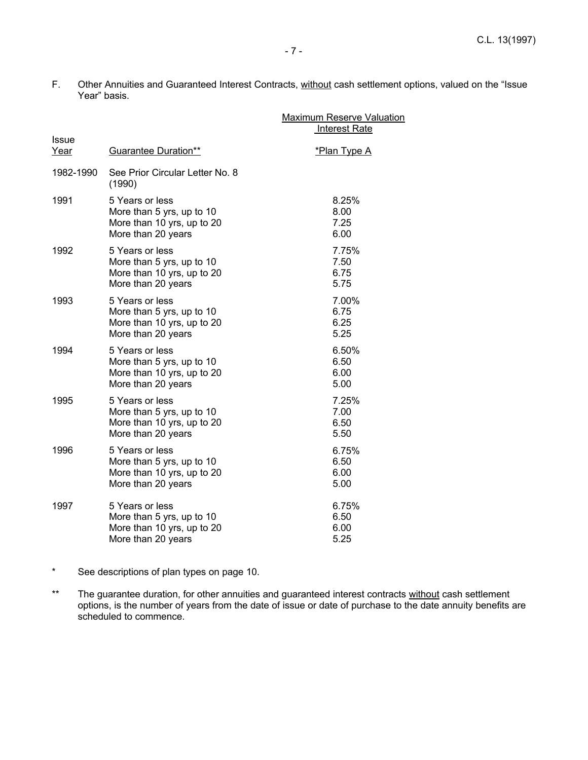F. Other Annuities and Guaranteed Interest Contracts, without cash settlement options, valued on the "Issue Year" basis.

| Issue Year | Guarantee Duration** | Maximum Reserve Valuation Interest Rate *Plan Type A |
|---|---|---|
| 1982-1990 | See Prior Circular Letter No. 8 (1990) | |
| 1991 | 5 Years or less | 8.25% |
| | More than 5 yrs, up to 10 | 8.00 |
| | More than 10 yrs, up to 20 | 7.25 |
| | More than 20 years | 6.00 |
| 1992 | 5 Years or less | 7.75% |
| | More than 5 yrs, up to 10 | 7.50 |
| | More than 10 yrs, up to 20 | 6.75 |
| | More than 20 years | 5.75 |
| 1993 | 5 Years or less | 7.00% |
| | More than 5 yrs, up to 10 | 6.75 |
| | More than 10 yrs, up to 20 | 6.25 |
| | More than 20 years | 5.25 |
| 1994 | 5 Years or less | 6.50% |
| | More than 5 yrs, up to 10 | 6.50 |
| | More than 10 yrs, up to 20 | 6.00 |
| | More than 20 years | 5.00 |
| 1995 | 5 Years or less | 7.25% |
| | More than 5 yrs, up to 10 | 7.00 |
| | More than 10 yrs, up to 20 | 6.50 |
| | More than 20 years | 5.50 |
| 1996 | 5 Years or less | 6.75% |
| | More than 5 yrs, up to 10 | 6.50 |
| | More than 10 yrs, up to 20 | 6.00 |
| | More than 20 years | 5.00 |
| 1997 | 5 Years or less | 6.75% |
| | More than 5 yrs, up to 10 | 6.50 |
| | More than 10 yrs, up to 20 | 6.00 |
| | More than 20 years | 5.25 |

\* See descriptions of plan types on page 10.

\*\* The guarantee duration, for other annuities and guaranteed interest contracts without cash settlement options, is the number of years from the date of issue or date of purchase to the date annuity benefits are scheduled to commence.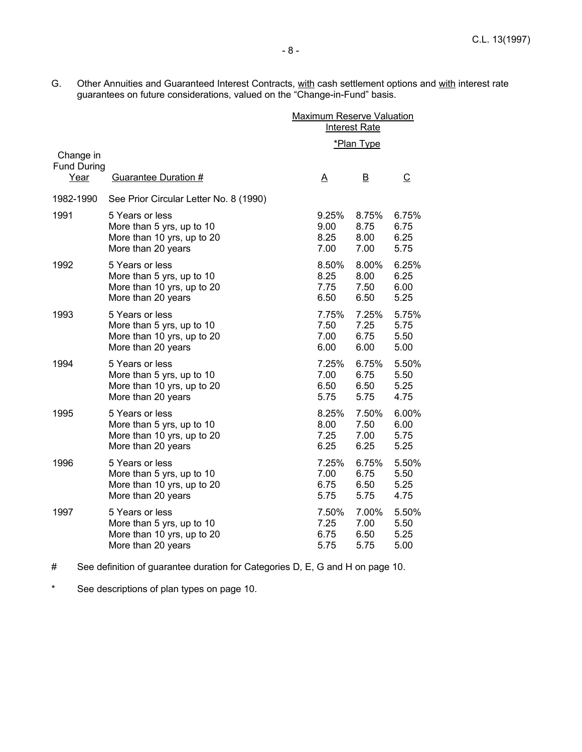G. Other Annuities and Guaranteed Interest Contracts, with cash settlement options and with interest rate guarantees on future considerations, valued on the "Change-in-Fund" basis.

| | | Maximum Reserve Valuation Interest Rate | | |
|---|---|---|---|---|
| | | *Plan Type | | |
| Change in Fund During Year | Guarantee Duration # | A | B | C |
| 1982-1990 | See Prior Circular Letter No. 8 (1990) | | | |
| 1991 | 5 Years or less | 9.25% | 8.75% | 6.75% |
| | More than 5 yrs, up to 10 | 9.00 | 8.75 | 6.75 |
| | More than 10 yrs, up to 20 | 8.25 | 8.00 | 6.25 |
| | More than 20 years | 7.00 | 7.00 | 5.75 |
| 1992 | 5 Years or less | 8.50% | 8.00% | 6.25% |
| | More than 5 yrs, up to 10 | 8.25 | 8.00 | 6.25 |
| | More than 10 yrs, up to 20 | 7.75 | 7.50 | 6.00 |
| | More than 20 years | 6.50 | 6.50 | 5.25 |
| 1993 | 5 Years or less | 7.75% | 7.25% | 5.75% |
| | More than 5 yrs, up to 10 | 7.50 | 7.25 | 5.75 |
| | More than 10 yrs, up to 20 | 7.00 | 6.75 | 5.50 |
| | More than 20 years | 6.00 | 6.00 | 5.00 |
| 1994 | 5 Years or less | 7.25% | 6.75% | 5.50% |
| | More than 5 yrs, up to 10 | 7.00 | 6.75 | 5.50 |
| | More than 10 yrs, up to 20 | 6.50 | 6.50 | 5.25 |
| | More than 20 years | 5.75 | 5.75 | 4.75 |
| 1995 | 5 Years or less | 8.25% | 7.50% | 6.00% |
| | More than 5 yrs, up to 10 | 8.00 | 7.50 | 6.00 |
| | More than 10 yrs, up to 20 | 7.25 | 7.00 | 5.75 |
| | More than 20 years | 6.25 | 6.25 | 5.25 |
| 1996 | 5 Years or less | 7.25% | 6.75% | 5.50% |
| | More than 5 yrs, up to 10 | 7.00 | 6.75 | 5.50 |
| | More than 10 yrs, up to 20 | 6.75 | 6.50 | 5.25 |
| | More than 20 years | 5.75 | 5.75 | 4.75 |
| 1997 | 5 Years or less | 7.50% | 7.00% | 5.50% |
| | More than 5 yrs, up to 10 | 7.25 | 7.00 | 5.50 |
| | More than 10 yrs, up to 20 | 6.75 | 6.50 | 5.25 |
| | More than 20 years | 5.75 | 5.75 | 5.00 |

\# See definition of guarantee duration for Categories D, E, G and H on page 10.

\* See descriptions of plan types on page 10.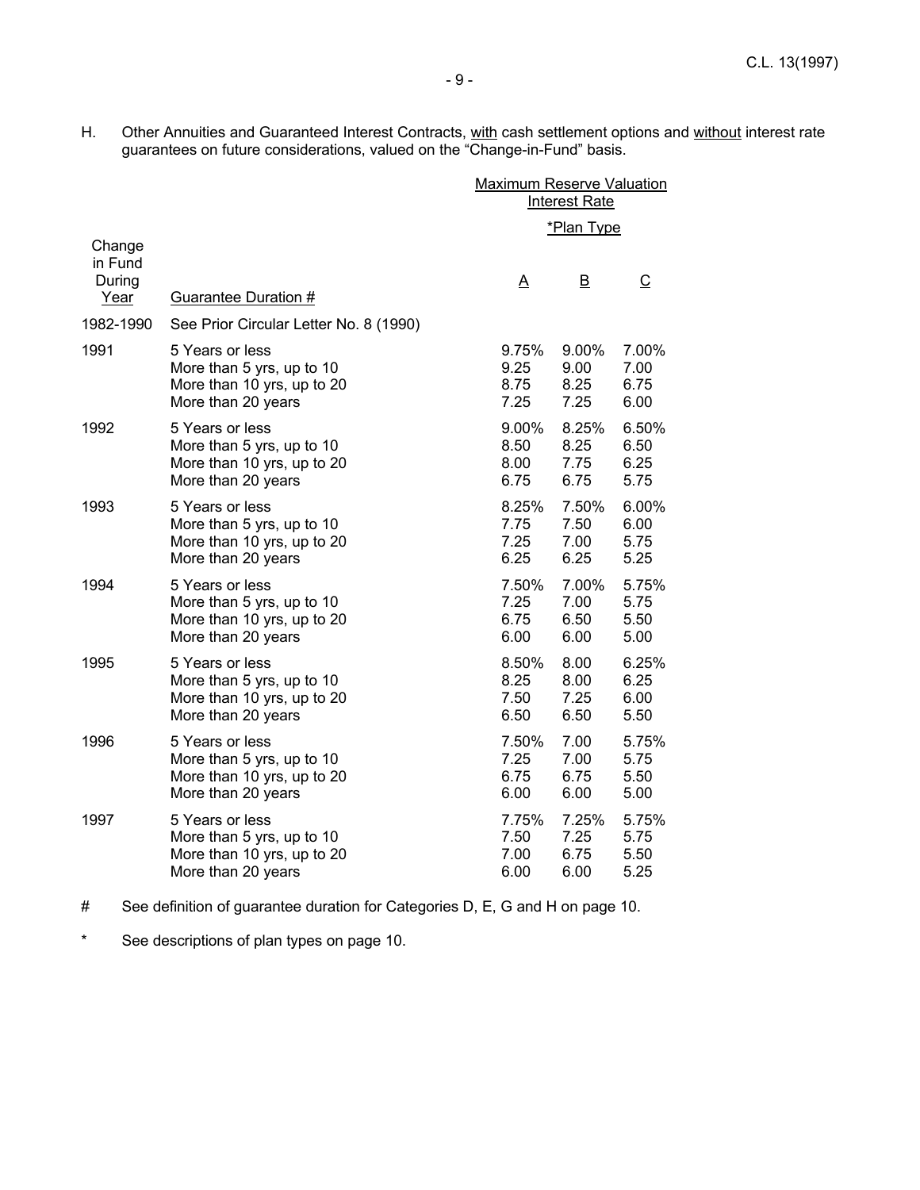H. Other Annuities and Guaranteed Interest Contracts, with cash settlement options and without interest rate guarantees on future considerations, valued on the "Change-in-Fund" basis.

| | | Maximum Reserve Valuation Interest Rate | | |
|---|---|---|---|---|
| | | *Plan Type | | |
| Change in Fund During Year | Guarantee Duration # | A | B | C |
| 1982-1990 | See Prior Circular Letter No. 8 (1990) | | | |
| 1991 | 5 Years or less | 9.75% | 9.00% | 7.00% |
| | More than 5 yrs, up to 10 | 9.25 | 9.00 | 7.00 |
| | More than 10 yrs, up to 20 | 8.75 | 8.25 | 6.75 |
| | More than 20 years | 7.25 | 7.25 | 6.00 |
| 1992 | 5 Years or less | 9.00% | 8.25% | 6.50% |
| | More than 5 yrs, up to 10 | 8.50 | 8.25 | 6.50 |
| | More than 10 yrs, up to 20 | 8.00 | 7.75 | 6.25 |
| | More than 20 years | 6.75 | 6.75 | 5.75 |
| 1993 | 5 Years or less | 8.25% | 7.50% | 6.00% |
| | More than 5 yrs, up to 10 | 7.75 | 7.50 | 6.00 |
| | More than 10 yrs, up to 20 | 7.25 | 7.00 | 5.75 |
| | More than 20 years | 6.25 | 6.25 | 5.25 |
| 1994 | 5 Years or less | 7.50% | 7.00% | 5.75% |
| | More than 5 yrs, up to 10 | 7.25 | 7.00 | 5.75 |
| | More than 10 yrs, up to 20 | 6.75 | 6.50 | 5.50 |
| | More than 20 years | 6.00 | 6.00 | 5.00 |
| 1995 | 5 Years or less | 8.50% | 8.00 | 6.25% |
| | More than 5 yrs, up to 10 | 8.25 | 8.00 | 6.25 |
| | More than 10 yrs, up to 20 | 7.50 | 7.25 | 6.00 |
| | More than 20 years | 6.50 | 6.50 | 5.50 |
| 1996 | 5 Years or less | 7.50% | 7.00 | 5.75% |
| | More than 5 yrs, up to 10 | 7.25 | 7.00 | 5.75 |
| | More than 10 yrs, up to 20 | 6.75 | 6.75 | 5.50 |
| | More than 20 years | 6.00 | 6.00 | 5.00 |
| 1997 | 5 Years or less | 7.75% | 7.25% | 5.75% |
| | More than 5 yrs, up to 10 | 7.50 | 7.25 | 5.75 |
| | More than 10 yrs, up to 20 | 7.00 | 6.75 | 5.50 |
| | More than 20 years | 6.00 | 6.00 | 5.25 |

# See definition of guarantee duration for Categories D, E, G and H on page 10.

* See descriptions of plan types on page 10.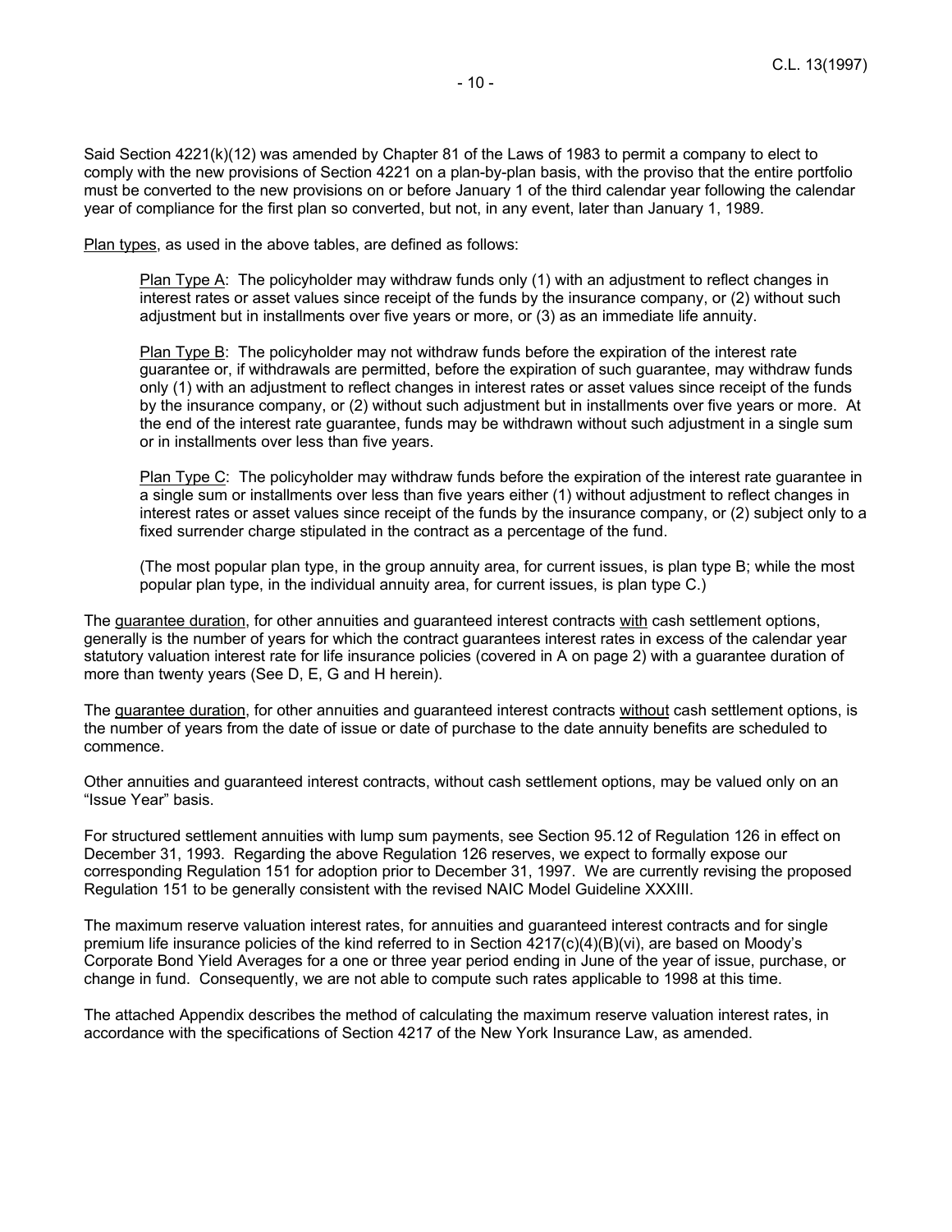Said Section 4221(k)(12) was amended by Chapter 81 of the Laws of 1983 to permit a company to elect to comply with the new provisions of Section 4221 on a plan-by-plan basis, with the proviso that the entire portfolio must be converted to the new provisions on or before January 1 of the third calendar year following the calendar year of compliance for the first plan so converted, but not, in any event, later than January 1, 1989.

Plan types, as used in the above tables, are defined as follows:

> Plan Type A: The policyholder may withdraw funds only (1) with an adjustment to reflect changes in interest rates or asset values since receipt of the funds by the insurance company, or (2) without such adjustment but in installments over five years or more, or (3) as an immediate life annuity.
>
> Plan Type B: The policyholder may not withdraw funds before the expiration of the interest rate guarantee or, if withdrawals are permitted, before the expiration of such guarantee, may withdraw funds only (1) with an adjustment to reflect changes in interest rates or asset values since receipt of the funds by the insurance company, or (2) without such adjustment but in installments over five years or more. At the end of the interest rate guarantee, funds may be withdrawn without such adjustment in a single sum or in installments over less than five years.
>
> Plan Type C: The policyholder may withdraw funds before the expiration of the interest rate guarantee in a single sum or installments over less than five years either (1) without adjustment to reflect changes in interest rates or asset values since receipt of the funds by the insurance company, or (2) subject only to a fixed surrender charge stipulated in the contract as a percentage of the fund.
>
> (The most popular plan type, in the group annuity area, for current issues, is plan type B; while the most popular plan type, in the individual annuity area, for current issues, is plan type C.)

The guarantee duration, for other annuities and guaranteed interest contracts with cash settlement options, generally is the number of years for which the contract guarantees interest rates in excess of the calendar year statutory valuation interest rate for life insurance policies (covered in A on page 2) with a guarantee duration of more than twenty years (See D, E, G and H herein).

The guarantee duration, for other annuities and guaranteed interest contracts without cash settlement options, is the number of years from the date of issue or date of purchase to the date annuity benefits are scheduled to commence.

Other annuities and guaranteed interest contracts, without cash settlement options, may be valued only on an "Issue Year" basis.

For structured settlement annuities with lump sum payments, see Section 95.12 of Regulation 126 in effect on December 31, 1993. Regarding the above Regulation 126 reserves, we expect to formally expose our corresponding Regulation 151 for adoption prior to December 31, 1997. We are currently revising the proposed Regulation 151 to be generally consistent with the revised NAIC Model Guideline XXXIII.

The maximum reserve valuation interest rates, for annuities and guaranteed interest contracts and for single premium life insurance policies of the kind referred to in Section 4217(c)(4)(B)(vi), are based on Moody's Corporate Bond Yield Averages for a one or three year period ending in June of the year of issue, purchase, or change in fund. Consequently, we are not able to compute such rates applicable to 1998 at this time.

The attached Appendix describes the method of calculating the maximum reserve valuation interest rates, in accordance with the specifications of Section 4217 of the New York Insurance Law, as amended.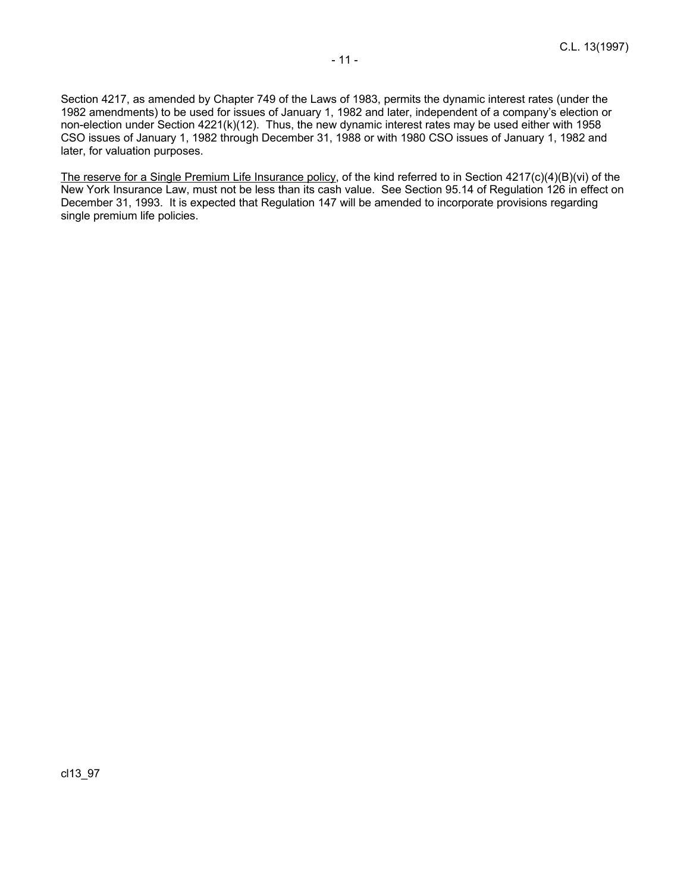Section 4217, as amended by Chapter 749 of the Laws of 1983, permits the dynamic interest rates (under the 1982 amendments) to be used for issues of January 1, 1982 and later, independent of a company's election or non-election under Section 4221(k)(12). Thus, the new dynamic interest rates may be used either with 1958 CSO issues of January 1, 1982 through December 31, 1988 or with 1980 CSO issues of January 1, 1982 and later, for valuation purposes.

<u>The reserve for a Single Premium Life Insurance policy</u>, of the kind referred to in Section 4217(c)(4)(B)(vi) of the New York Insurance Law, must not be less than its cash value. See Section 95.14 of Regulation 126 in effect on December 31, 1993. It is expected that Regulation 147 will be amended to incorporate provisions regarding single premium life policies.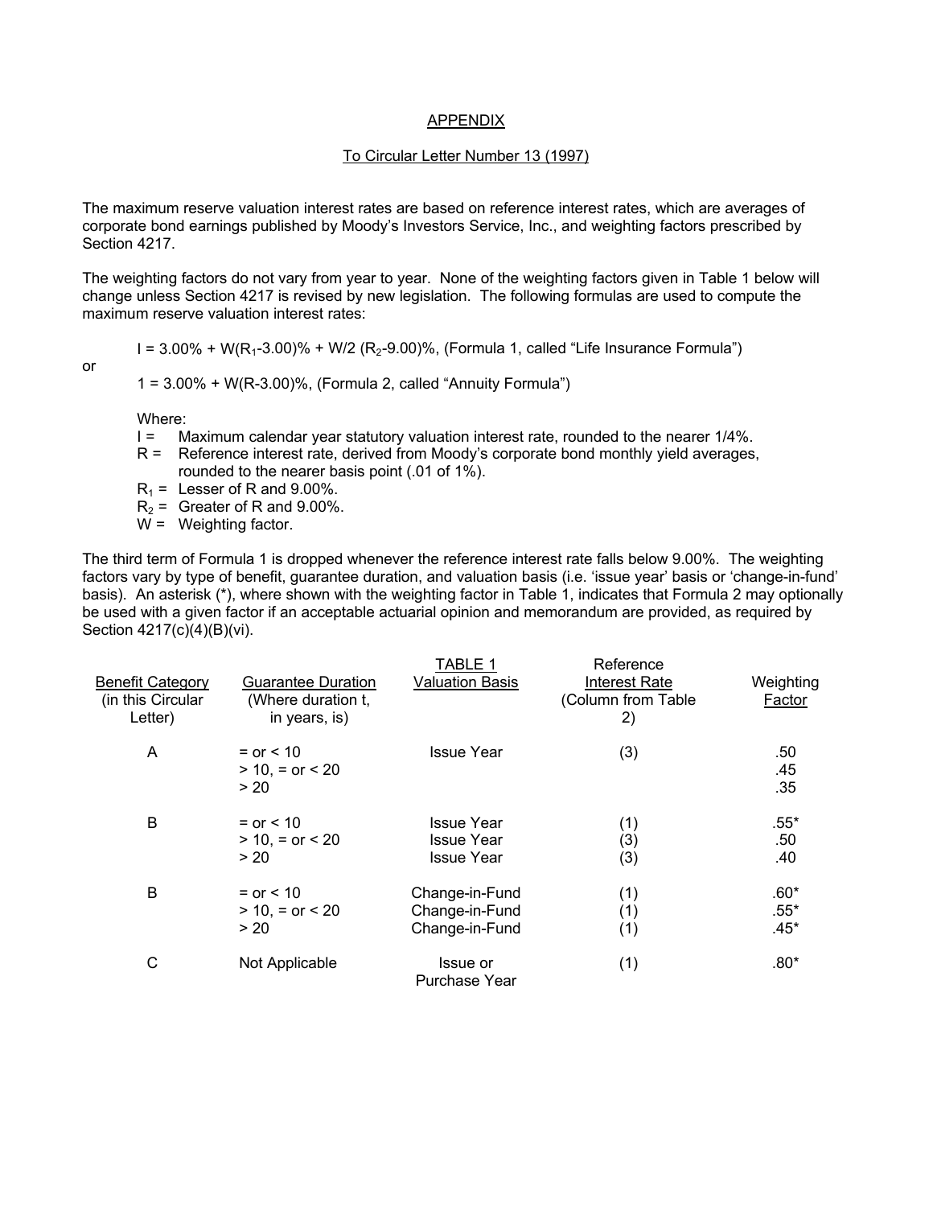## APPENDIX

### To Circular Letter Number 13 (1997)

The maximum reserve valuation interest rates are based on reference interest rates, which are averages of corporate bond earnings published by Moody's Investors Service, Inc., and weighting factors prescribed by Section 4217.

The weighting factors do not vary from year to year. None of the weighting factors given in Table 1 below will change unless Section 4217 is revised by new legislation. The following formulas are used to compute the maximum reserve valuation interest rates:

$$I = 3.00\% + W(R_1\text{-}3.00)\% + W/2\ (R_2\text{-}9.00)\%,$$ (Formula 1, called "Life Insurance Formula")

or

$$1 = 3.00\% + W(R\text{-}3.00)\%,$$ (Formula 2, called "Annuity Formula")

Where:

- I = Maximum calendar year statutory valuation interest rate, rounded to the nearer 1/4%.
- R = Reference interest rate, derived from Moody's corporate bond monthly yield averages, rounded to the nearer basis point (.01 of 1%).
- $R_1$ = Lesser of R and 9.00%.
- $R_2$ = Greater of R and 9.00%.
- W = Weighting factor.

The third term of Formula 1 is dropped whenever the reference interest rate falls below 9.00%. The weighting factors vary by type of benefit, guarantee duration, and valuation basis (i.e. 'issue year' basis or 'change-in-fund' basis). An asterisk (*), where shown with the weighting factor in Table 1, indicates that Formula 2 may optionally be used with a given factor if an acceptable actuarial opinion and memorandum are provided, as required by Section 4217(c)(4)(B)(vi).

TABLE 1

| Benefit Category (in this Circular Letter) | Guarantee Duration (Where duration t, in years, is) | Valuation Basis | Reference Interest Rate (Column from Table 2) | Weighting Factor |
|---|---|---|---|---|
| A | = or < 10 | Issue Year | (3) | .50 |
| | > 10, = or < 20 | | | .45 |
| | > 20 | | | .35 |
| B | = or < 10 | Issue Year | (1) | .55* |
| | > 10, = or < 20 | Issue Year | (3) | .50 |
| | > 20 | Issue Year | (3) | .40 |
| B | = or < 10 | Change-in-Fund | (1) | .60* |
| | > 10, = or < 20 | Change-in-Fund | (1) | .55* |
| | > 20 | Change-in-Fund | (1) | .45* |
| C | Not Applicable | Issue or Purchase Year | (1) | .80* |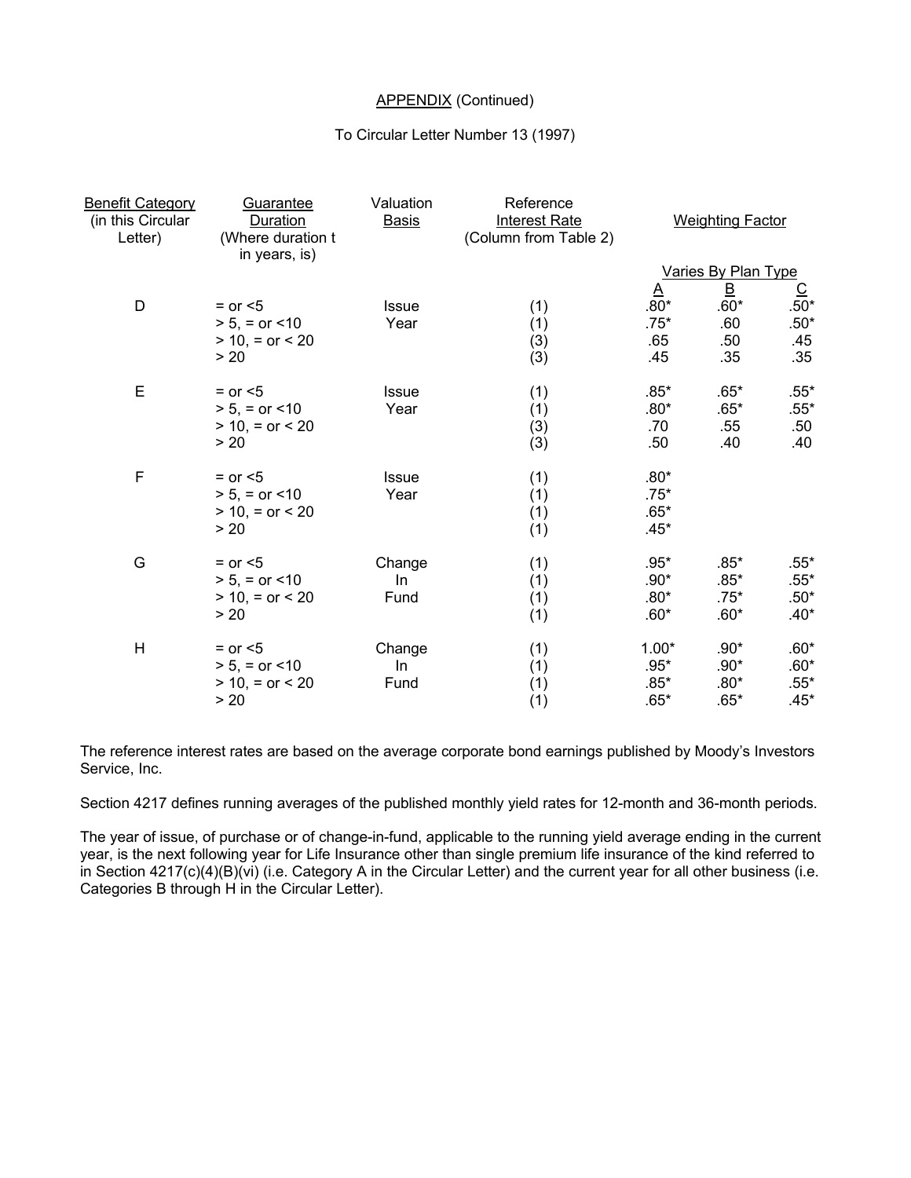APPENDIX (Continued)

To Circular Letter Number 13 (1997)

| Benefit Category (in this Circular Letter) | Guarantee Duration (Where duration t in years, is) | Valuation Basis | Reference Interest Rate (Column from Table 2) | Weighting Factor | | |
|---|---|---|---|---|---|---|
| | | | | Varies By Plan Type | | |
| | | | | A | B | C |
| D | = or <5 | Issue Year | (1) | .80* | .60* | .50* |
| | > 5, = or <10 | | (1) | .75* | .60 | .50* |
| | > 10, = or < 20 | | (3) | .65 | .50 | .45 |
| | > 20 | | (3) | .45 | .35 | .35 |
| E | = or <5 | Issue Year | (1) | .85* | .65* | .55* |
| | > 5, = or <10 | | (1) | .80* | .65* | .55* |
| | > 10, = or < 20 | | (3) | .70 | .55 | .50 |
| | > 20 | | (3) | .50 | .40 | .40 |
| F | = or <5 | Issue Year | (1) | .80* | | |
| | > 5, = or <10 | | (1) | .75* | | |
| | > 10, = or < 20 | | (1) | .65* | | |
| | > 20 | | (1) | .45* | | |
| G | = or <5 | Change In Fund | (1) | .95* | .85* | .55* |
| | > 5, = or <10 | | (1) | .90* | .85* | .55* |
| | > 10, = or < 20 | | (1) | .80* | .75* | .50* |
| | > 20 | | (1) | .60* | .60* | .40* |
| H | = or <5 | Change In Fund | (1) | 1.00* | .90* | .60* |
| | > 5, = or <10 | | (1) | .95* | .90* | .60* |
| | > 10, = or < 20 | | (1) | .85* | .80* | .55* |
| | > 20 | | (1) | .65* | .65* | .45* |

The reference interest rates are based on the average corporate bond earnings published by Moody's Investors Service, Inc.

Section 4217 defines running averages of the published monthly yield rates for 12-month and 36-month periods.

The year of issue, of purchase or of change-in-fund, applicable to the running yield average ending in the current year, is the next following year for Life Insurance other than single premium life insurance of the kind referred to in Section 4217(c)(4)(B)(vi) (i.e. Category A in the Circular Letter) and the current year for all other business (i.e. Categories B through H in the Circular Letter).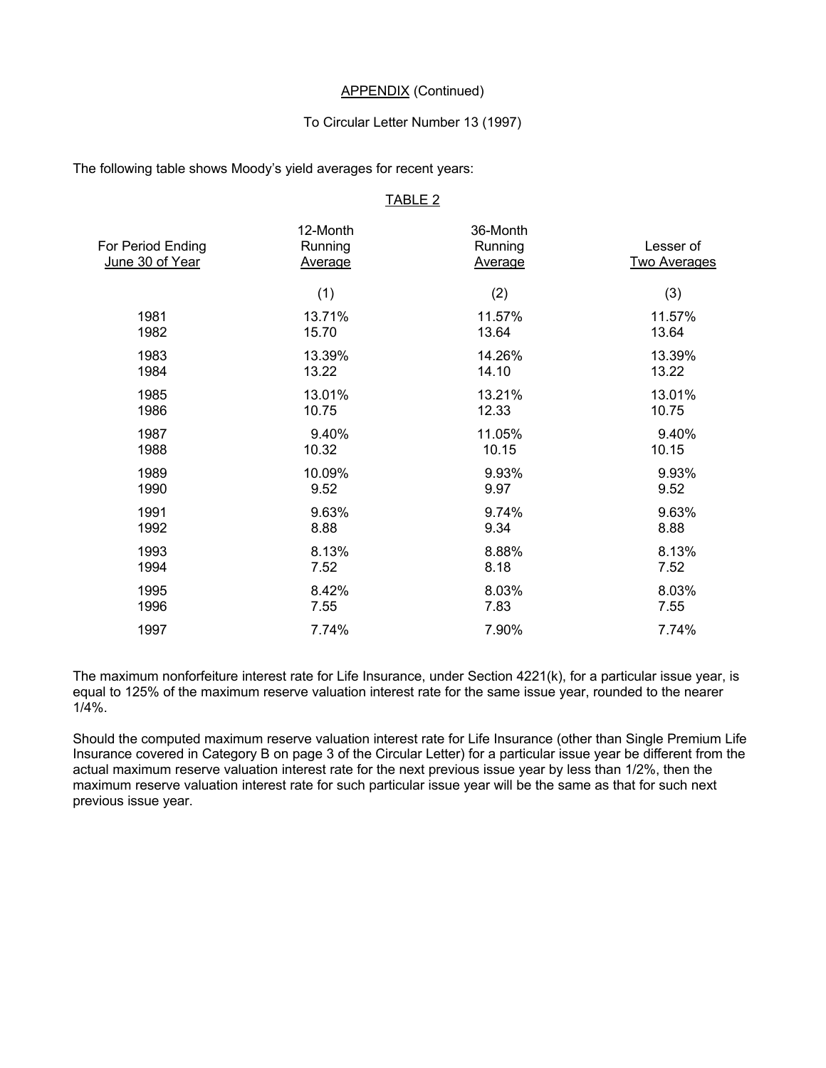APPENDIX (Continued)

To Circular Letter Number 13 (1997)

The following table shows Moody's yield averages for recent years:

TABLE 2

| For Period Ending June 30 of Year | 12-Month Running Average | 36-Month Running Average | Lesser of Two Averages |
|---|---|---|---|
| | (1) | (2) | (3) |
| 1981 | 13.71% | 11.57% | 11.57% |
| 1982 | 15.70 | 13.64 | 13.64 |
| 1983 | 13.39% | 14.26% | 13.39% |
| 1984 | 13.22 | 14.10 | 13.22 |
| 1985 | 13.01% | 13.21% | 13.01% |
| 1986 | 10.75 | 12.33 | 10.75 |
| 1987 | 9.40% | 11.05% | 9.40% |
| 1988 | 10.32 | 10.15 | 10.15 |
| 1989 | 10.09% | 9.93% | 9.93% |
| 1990 | 9.52 | 9.97 | 9.52 |
| 1991 | 9.63% | 9.74% | 9.63% |
| 1992 | 8.88 | 9.34 | 8.88 |
| 1993 | 8.13% | 8.88% | 8.13% |
| 1994 | 7.52 | 8.18 | 7.52 |
| 1995 | 8.42% | 8.03% | 8.03% |
| 1996 | 7.55 | 7.83 | 7.55 |
| 1997 | 7.74% | 7.90% | 7.74% |

The maximum nonforfeiture interest rate for Life Insurance, under Section 4221(k), for a particular issue year, is equal to 125% of the maximum reserve valuation interest rate for the same issue year, rounded to the nearer 1/4%.

Should the computed maximum reserve valuation interest rate for Life Insurance (other than Single Premium Life Insurance covered in Category B on page 3 of the Circular Letter) for a particular issue year be different from the actual maximum reserve valuation interest rate for the next previous issue year by less than 1/2%, then the maximum reserve valuation interest rate for such particular issue year will be the same as that for such next previous issue year.